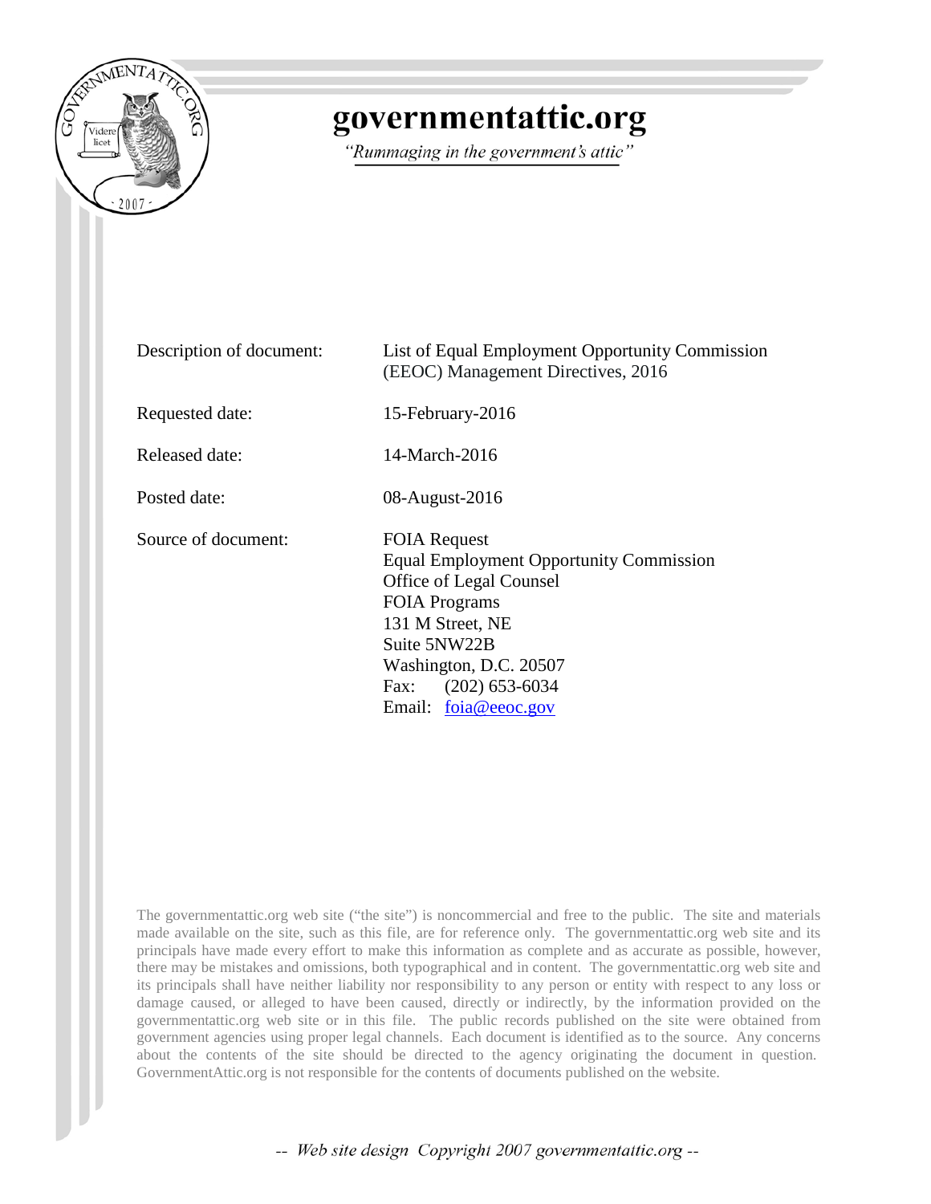# governmentattic.org

*"Rummaging in the government's attic"*

| | |
|---|---|
| Description of document: | List of Equal Employment Opportunity Commission (EEOC) Management Directives, 2016 |
| Requested date: | 15-February-2016 |
| Released date: | 14-March-2016 |
| Posted date: | 08-August-2016 |
| Source of document: | FOIA Request<br>Equal Employment Opportunity Commission<br>Office of Legal Counsel<br>FOIA Programs<br>131 M Street, NE<br>Suite 5NW22B<br>Washington, D.C. 20507<br>Fax: (202) 653-6034<br>Email: foia@eeoc.gov |

The governmentattic.org web site ("the site") is noncommercial and free to the public. The site and materials made available on the site, such as this file, are for reference only. The governmentattic.org web site and its principals have made every effort to make this information as complete and as accurate as possible, however, there may be mistakes and omissions, both typographical and in content. The governmentattic.org web site and its principals shall have neither liability nor responsibility to any person or entity with respect to any loss or damage caused, or alleged to have been caused, directly or indirectly, by the information provided on the governmentattic.org web site or in this file. The public records published on the site were obtained from government agencies using proper legal channels. Each document is identified as to the source. Any concerns about the contents of the site should be directed to the agency originating the document in question. GovernmentAttic.org is not responsible for the contents of documents published on the website.

-- Web site design Copyright 2007 governmentattic.org --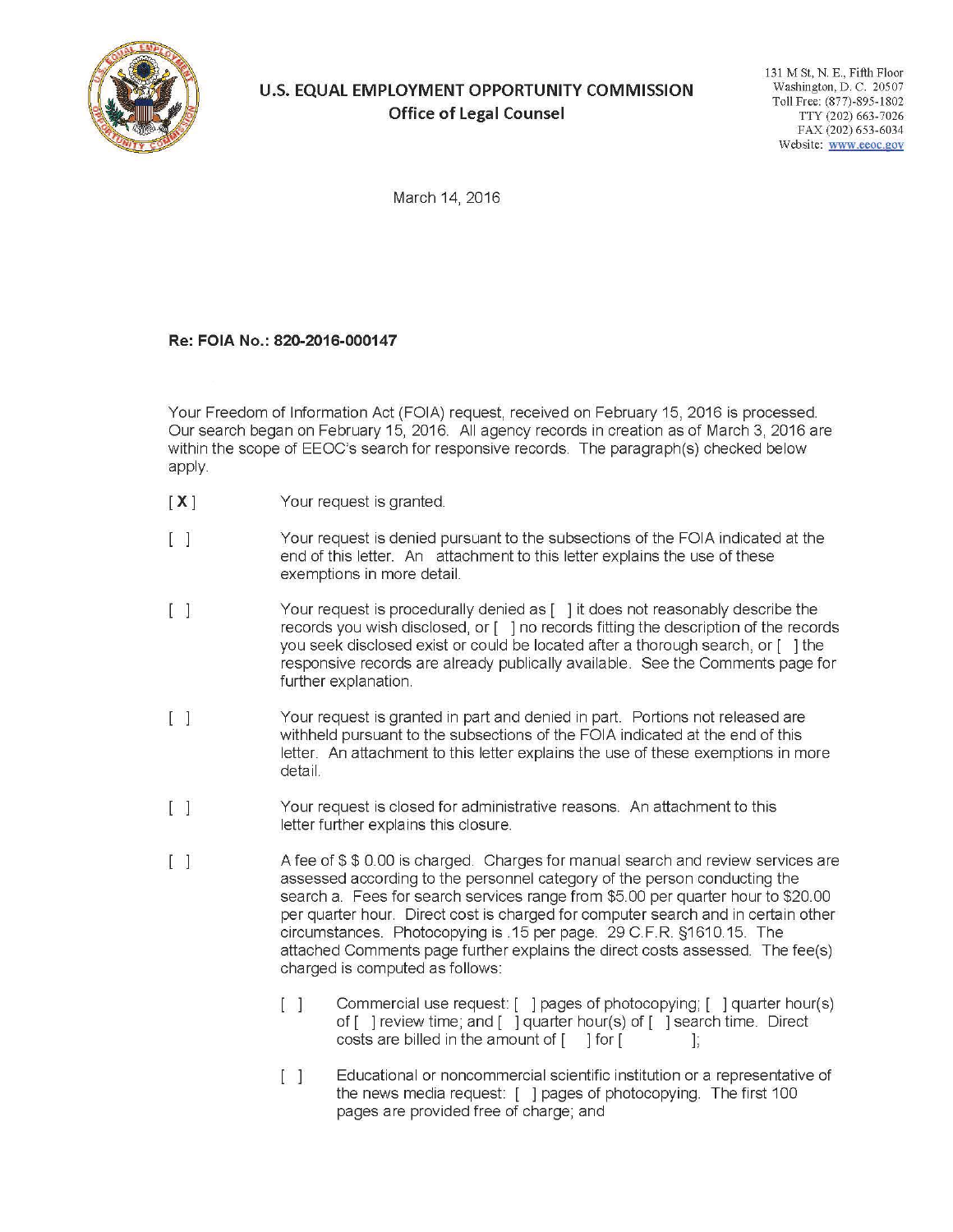**U.S. EQUAL EMPLOYMENT OPPORTUNITY COMMISSION**
**Office of Legal Counsel**

131 M St, N. E., Fifth Floor
Washington, D. C. 20507
Toll Free: (877)-895-1802
TTY (202) 663-7026
FAX (202) 653-6034
Website: www.eeoc.gov

March 14, 2016

**Re: FOIA No.: 820-2016-000147**

Your Freedom of Information Act (FOIA) request, received on February 15, 2016 is processed. Our search began on February 15, 2016. All agency records in creation as of March 3, 2016 are within the scope of EEOC's search for responsive records. The paragraph(s) checked below apply.

[ **X** ] Your request is granted.

[ ] Your request is denied pursuant to the subsections of the FOIA indicated at the end of this letter. An attachment to this letter explains the use of these exemptions in more detail.

[ ] Your request is procedurally denied as [ ] it does not reasonably describe the records you wish disclosed, or [ ] no records fitting the description of the records you seek disclosed exist or could be located after a thorough search, or [ ] the responsive records are already publically available. See the Comments page for further explanation.

[ ] Your request is granted in part and denied in part. Portions not released are withheld pursuant to the subsections of the FOIA indicated at the end of this letter. An attachment to this letter explains the use of these exemptions in more detail.

[ ] Your request is closed for administrative reasons. An attachment to this letter further explains this closure.

[ ] A fee of $ $ 0.00 is charged. Charges for manual search and review services are assessed according to the personnel category of the person conducting the search a. Fees for search services range from $5.00 per quarter hour to $20.00 per quarter hour. Direct cost is charged for computer search and in certain other circumstances. Photocopying is .15 per page. 29 C.F.R. §1610.15. The attached Comments page further explains the direct costs assessed. The fee(s) charged is computed as follows:

- [ ] Commercial use request: [ ] pages of photocopying; [ ] quarter hour(s) of [ ] review time; and [ ] quarter hour(s) of [ ] search time. Direct costs are billed in the amount of [ ] for [ ];

- [ ] Educational or noncommercial scientific institution or a representative of the news media request: [ ] pages of photocopying. The first 100 pages are provided free of charge; and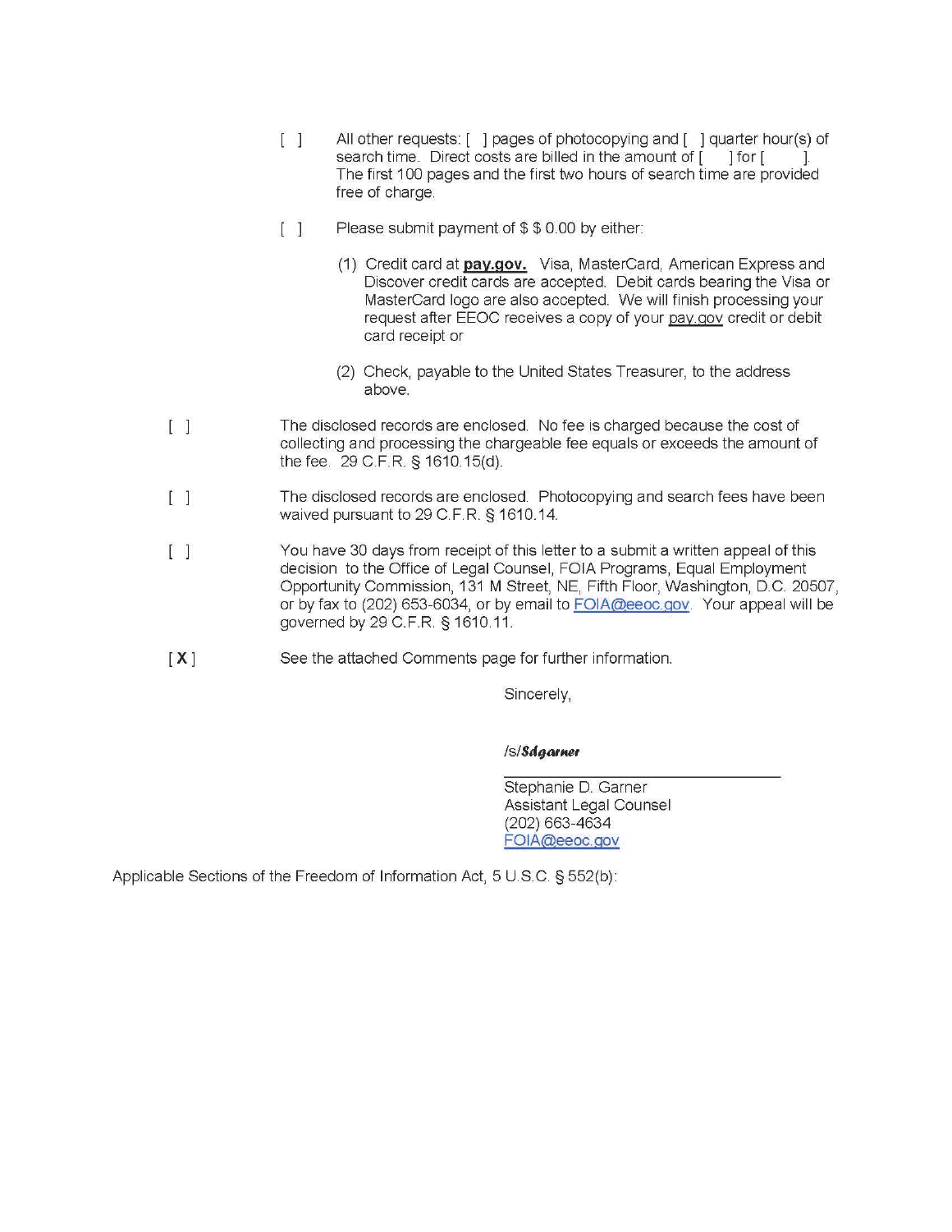[ ] All other requests: [ ] pages of photocopying and [ ] quarter hour(s) of search time. Direct costs are billed in the amount of [ ] for [ ]. The first 100 pages and the first two hours of search time are provided free of charge.

[ ] Please submit payment of $ $ 0.00 by either:

(1) Credit card at **pay.gov.** Visa, MasterCard, American Express and Discover credit cards are accepted. Debit cards bearing the Visa or MasterCard logo are also accepted. We will finish processing your request after EEOC receives a copy of your pay.gov credit or debit card receipt or

(2) Check, payable to the United States Treasurer, to the address above.

[ ] The disclosed records are enclosed. No fee is charged because the cost of collecting and processing the chargeable fee equals or exceeds the amount of the fee. 29 C.F.R. § 1610.15(d).

[ ] The disclosed records are enclosed. Photocopying and search fees have been waived pursuant to 29 C.F.R. § 1610.14.

[ ] You have 30 days from receipt of this letter to a submit a written appeal of this decision to the Office of Legal Counsel, FOIA Programs, Equal Employment Opportunity Commission, 131 M Street, NE, Fifth Floor, Washington, D.C. 20507, or by fax to (202) 653-6034, or by email to FOIA@eeoc.gov. Your appeal will be governed by 29 C.F.R. § 1610.11.

[ **X** ] See the attached Comments page for further information.

Sincerely,

/s/***Sdgarner***

Stephanie D. Garner
Assistant Legal Counsel
(202) 663-4634
FOIA@eeoc.gov

Applicable Sections of the Freedom of Information Act, 5 U.S.C. § 552(b):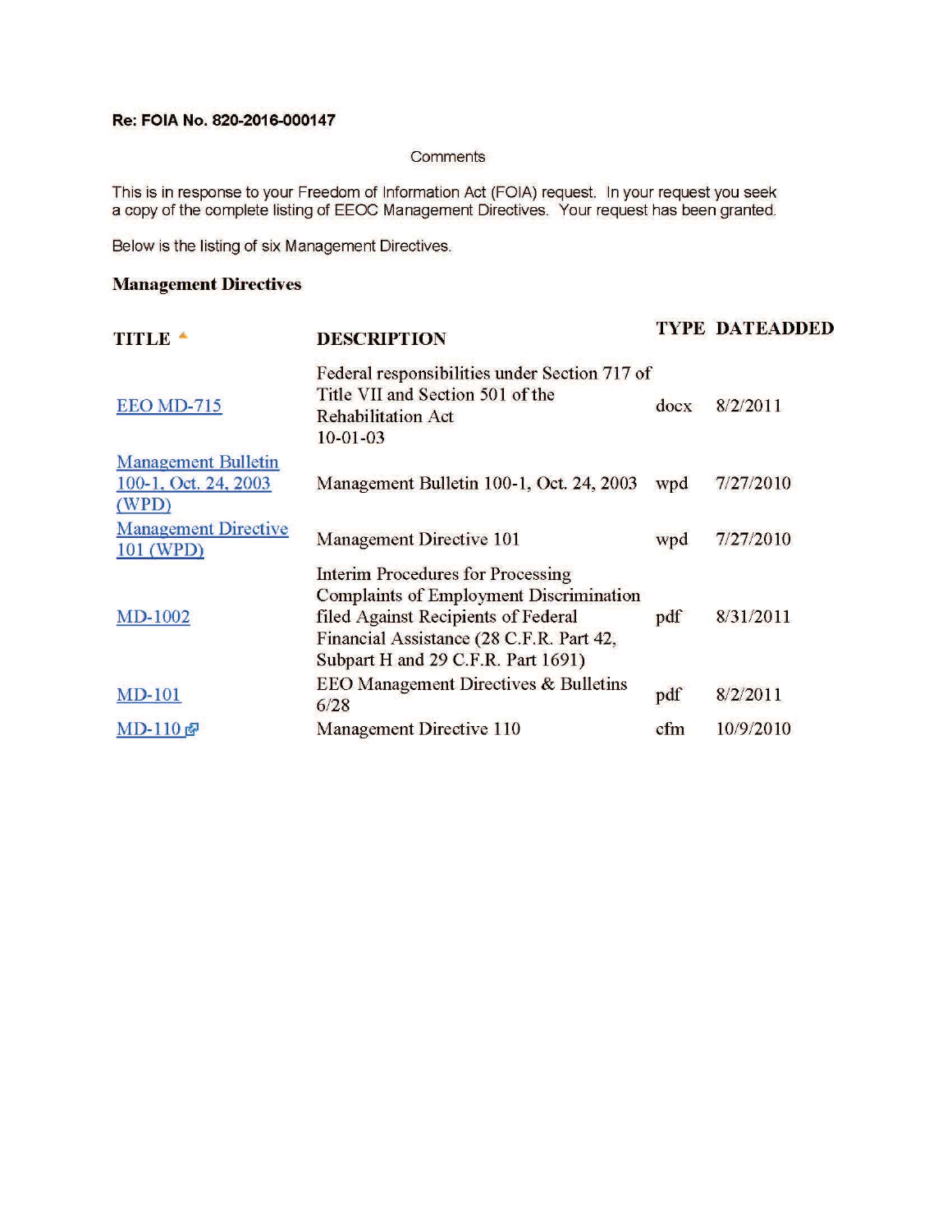**Re: FOIA No. 820-2016-000147**

Comments

This is in response to your Freedom of Information Act (FOIA) request. In your request you seek a copy of the complete listing of EEOC Management Directives. Your request has been granted.

Below is the listing of six Management Directives.

**Management Directives**

| TITLE | DESCRIPTION | TYPE | DATEADDED |
|---|---|---|---|
| EEO MD-715 | Federal responsibilities under Section 717 of Title VII and Section 501 of the Rehabilitation Act 10-01-03 | docx | 8/2/2011 |
| Management Bulletin 100-1, Oct. 24, 2003 (WPD) | Management Bulletin 100-1, Oct. 24, 2003 | wpd | 7/27/2010 |
| Management Directive 101 (WPD) | Management Directive 101 | wpd | 7/27/2010 |
| MD-1002 | Interim Procedures for Processing Complaints of Employment Discrimination filed Against Recipients of Federal Financial Assistance (28 C.F.R. Part 42, Subpart H and 29 C.F.R. Part 1691) | pdf | 8/31/2011 |
| MD-101 | EEO Management Directives & Bulletins 6/28 | pdf | 8/2/2011 |
| MD-110 | Management Directive 110 | cfm | 10/9/2010 |